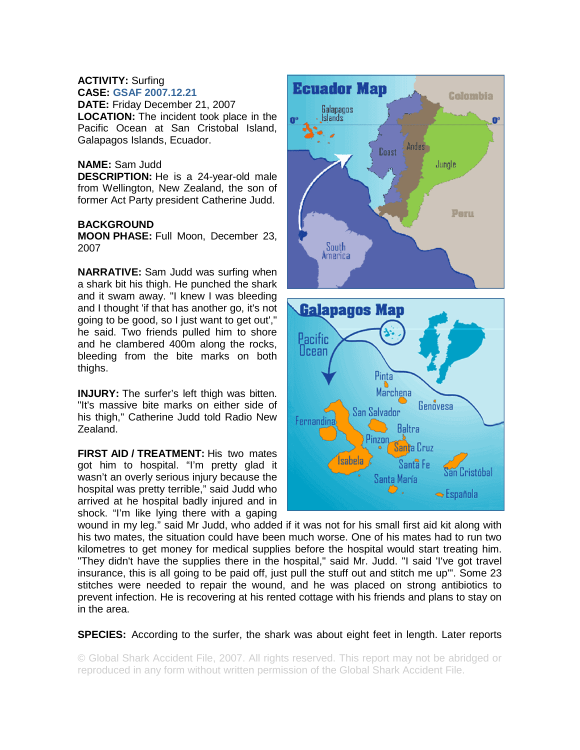**ACTIVITY:** Surfing
**CASE:** GSAF 2007.12.21
**DATE:** Friday December 21, 2007
**LOCATION:** The incident took place in the Pacific Ocean at San Cristobal Island, Galapagos Islands, Ecuador.

**NAME:** Sam Judd
**DESCRIPTION:** He is a 24-year-old male from Wellington, New Zealand, the son of former Act Party president Catherine Judd.

**BACKGROUND**
**MOON PHASE:** Full Moon, December 23, 2007

**NARRATIVE:** Sam Judd was surfing when a shark bit his thigh. He punched the shark and it swam away. "I knew I was bleeding and I thought 'if that has another go, it's not going to be good, so I just want to get out'," he said. Two friends pulled him to shore and he clambered 400m along the rocks, bleeding from the bite marks on both thighs.

**INJURY:** The surfer's left thigh was bitten. "It's massive bite marks on either side of his thigh," Catherine Judd told Radio New Zealand.

**FIRST AID / TREATMENT:** His two mates got him to hospital. "I'm pretty glad it wasn't an overly serious injury because the hospital was pretty terrible," said Judd who arrived at he hospital badly injured and in shock. "I'm like lying there with a gaping wound in my leg." said Mr Judd, who added if it was not for his small first aid kit along with his two mates, the situation could have been much worse. One of his mates had to run two kilometres to get money for medical supplies before the hospital would start treating him. "They didn't have the supplies there in the hospital," said Mr. Judd. "I said 'I've got travel insurance, this is all going to be paid off, just pull the stuff out and stitch me up'". Some 23 stitches were needed to repair the wound, and he was placed on strong antibiotics to prevent infection. He is recovering at his rented cottage with his friends and plans to stay on in the area.

**SPECIES:** According to the surfer, the shark was about eight feet in length. Later reports

© Global Shark Accident File, 2007. All rights reserved. This report may not be abridged or reproduced in any form without written permission of the Global Shark Accident File.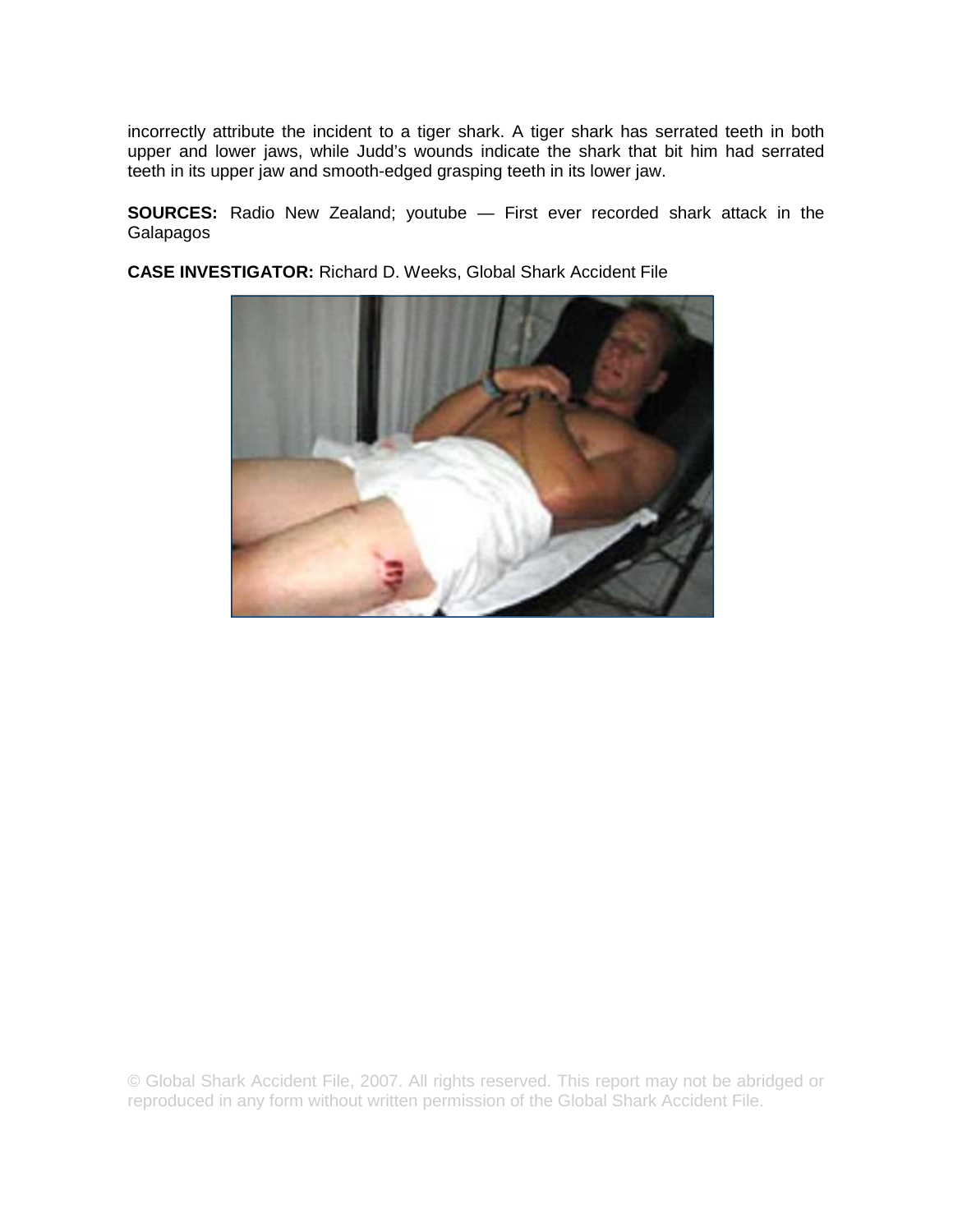incorrectly attribute the incident to a tiger shark. A tiger shark has serrated teeth in both upper and lower jaws, while Judd's wounds indicate the shark that bit him had serrated teeth in its upper jaw and smooth-edged grasping teeth in its lower jaw.

**SOURCES:** Radio New Zealand; youtube — First ever recorded shark attack in the Galapagos

**CASE INVESTIGATOR:** Richard D. Weeks, Global Shark Accident File

© Global Shark Accident File, 2007. All rights reserved. This report may not be abridged or reproduced in any form without written permission of the Global Shark Accident File.